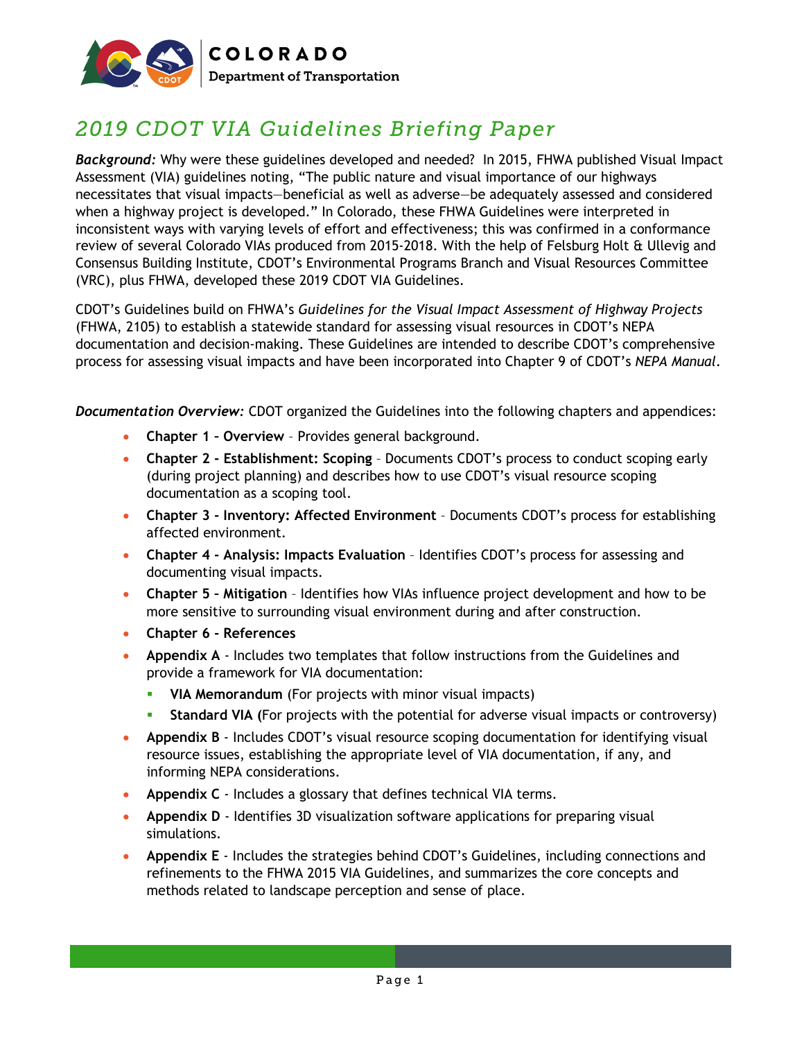COLORADO
Department of Transportation

# 2019 CDOT VIA Guidelines Briefing Paper

***Background:*** Why were these guidelines developed and needed? In 2015, FHWA published Visual Impact Assessment (VIA) guidelines noting, "The public nature and visual importance of our highways necessitates that visual impacts—beneficial as well as adverse—be adequately assessed and considered when a highway project is developed." In Colorado, these FHWA Guidelines were interpreted in inconsistent ways with varying levels of effort and effectiveness; this was confirmed in a conformance review of several Colorado VIAs produced from 2015-2018. With the help of Felsburg Holt & Ullevig and Consensus Building Institute, CDOT's Environmental Programs Branch and Visual Resources Committee (VRC), plus FHWA, developed these 2019 CDOT VIA Guidelines.

CDOT's Guidelines build on FHWA's *Guidelines for the Visual Impact Assessment of Highway Projects* (FHWA, 2105) to establish a statewide standard for assessing visual resources in CDOT's NEPA documentation and decision-making. These Guidelines are intended to describe CDOT's comprehensive process for assessing visual impacts and have been incorporated into Chapter 9 of CDOT's *NEPA Manual*.

***Documentation Overview:*** CDOT organized the Guidelines into the following chapters and appendices:

- **Chapter 1 – Overview** – Provides general background.
- **Chapter 2 - Establishment: Scoping** – Documents CDOT's process to conduct scoping early (during project planning) and describes how to use CDOT's visual resource scoping documentation as a scoping tool.
- **Chapter 3 - Inventory: Affected Environment** – Documents CDOT's process for establishing affected environment.
- **Chapter 4 - Analysis: Impacts Evaluation** – Identifies CDOT's process for assessing and documenting visual impacts.
- **Chapter 5 – Mitigation** – Identifies how VIAs influence project development and how to be more sensitive to surrounding visual environment during and after construction.
- **Chapter 6 - References**
- **Appendix A** - Includes two templates that follow instructions from the Guidelines and provide a framework for VIA documentation:
  - **VIA Memorandum** (For projects with minor visual impacts)
  - **Standard VIA (**For projects with the potential for adverse visual impacts or controversy)
- **Appendix B** - Includes CDOT's visual resource scoping documentation for identifying visual resource issues, establishing the appropriate level of VIA documentation, if any, and informing NEPA considerations.
- **Appendix C** - Includes a glossary that defines technical VIA terms.
- **Appendix D** - Identifies 3D visualization software applications for preparing visual simulations.
- **Appendix E** - Includes the strategies behind CDOT's Guidelines, including connections and refinements to the FHWA 2015 VIA Guidelines, and summarizes the core concepts and methods related to landscape perception and sense of place.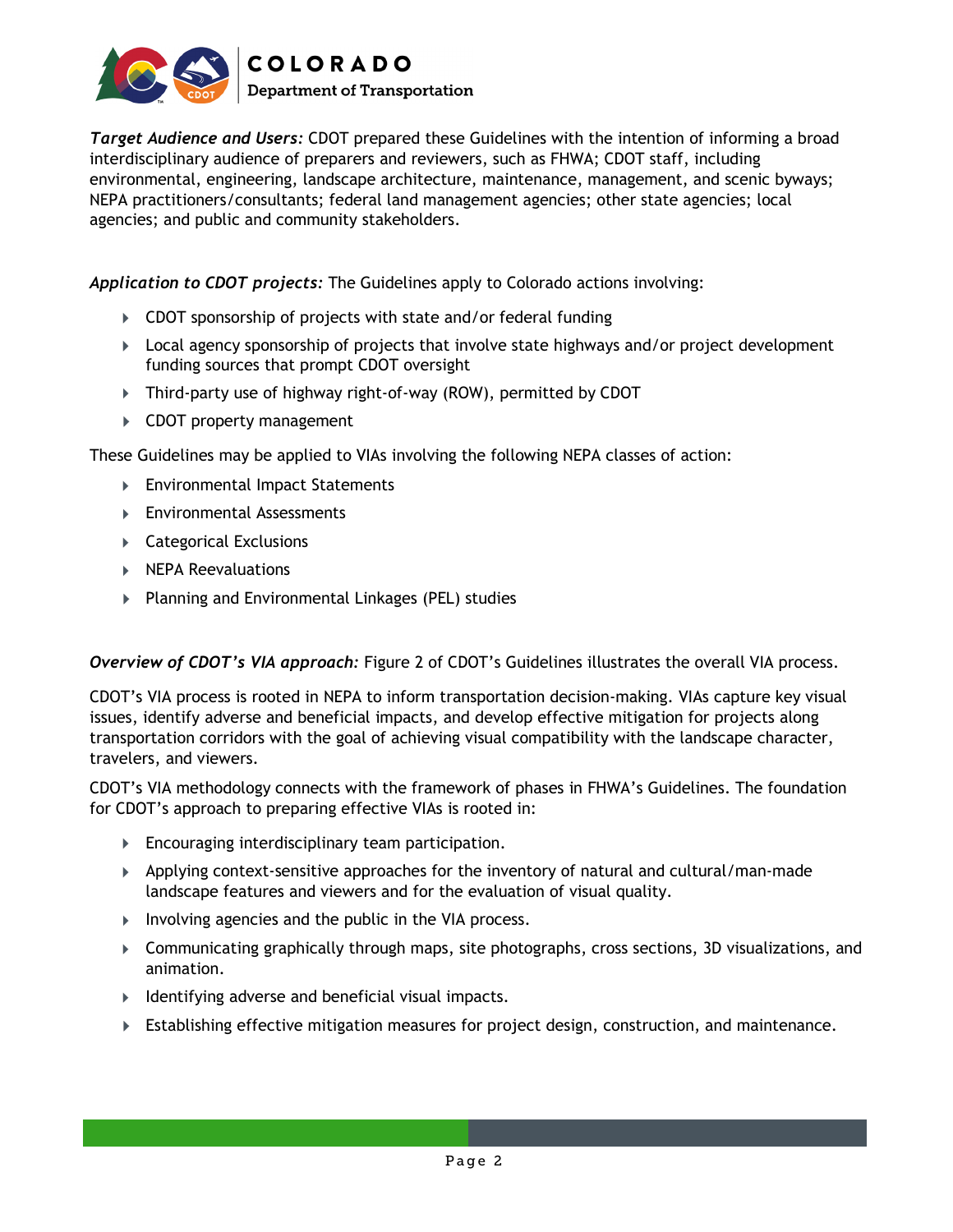***Target Audience and Users:*** CDOT prepared these Guidelines with the intention of informing a broad interdisciplinary audience of preparers and reviewers, such as FHWA; CDOT staff, including environmental, engineering, landscape architecture, maintenance, management, and scenic byways; NEPA practitioners/consultants; federal land management agencies; other state agencies; local agencies; and public and community stakeholders.

***Application to CDOT projects:*** The Guidelines apply to Colorado actions involving:

- CDOT sponsorship of projects with state and/or federal funding
- Local agency sponsorship of projects that involve state highways and/or project development funding sources that prompt CDOT oversight
- Third-party use of highway right-of-way (ROW), permitted by CDOT
- CDOT property management

These Guidelines may be applied to VIAs involving the following NEPA classes of action:

- Environmental Impact Statements
- Environmental Assessments
- Categorical Exclusions
- NEPA Reevaluations
- Planning and Environmental Linkages (PEL) studies

***Overview of CDOT's VIA approach:*** Figure 2 of CDOT's Guidelines illustrates the overall VIA process.

CDOT's VIA process is rooted in NEPA to inform transportation decision-making. VIAs capture key visual issues, identify adverse and beneficial impacts, and develop effective mitigation for projects along transportation corridors with the goal of achieving visual compatibility with the landscape character, travelers, and viewers.

CDOT's VIA methodology connects with the framework of phases in FHWA's Guidelines. The foundation for CDOT's approach to preparing effective VIAs is rooted in:

- Encouraging interdisciplinary team participation.
- Applying context-sensitive approaches for the inventory of natural and cultural/man-made landscape features and viewers and for the evaluation of visual quality.
- Involving agencies and the public in the VIA process.
- Communicating graphically through maps, site photographs, cross sections, 3D visualizations, and animation.
- Identifying adverse and beneficial visual impacts.
- Establishing effective mitigation measures for project design, construction, and maintenance.